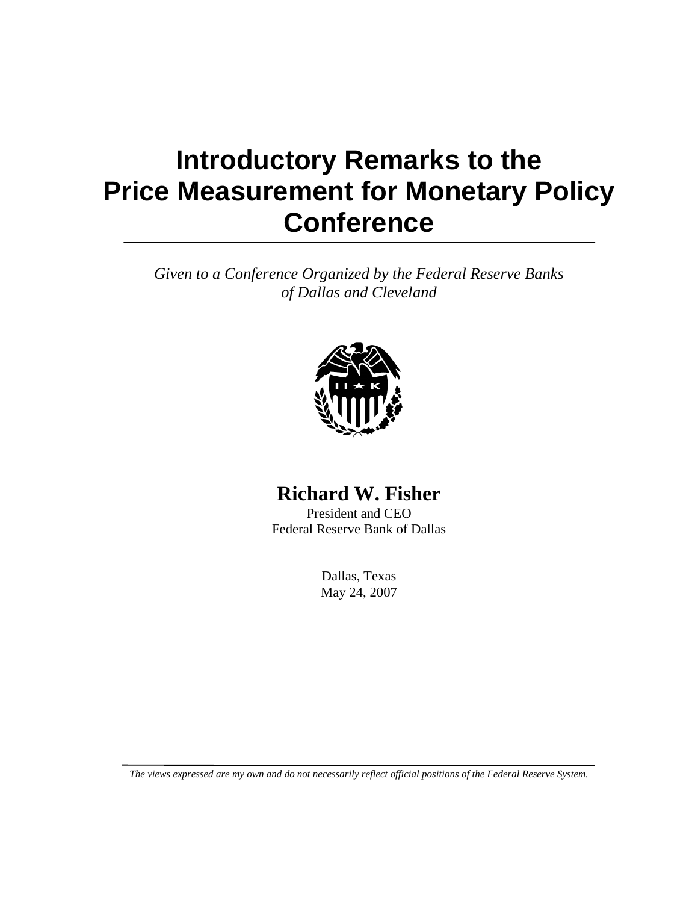# Introductory Remarks to the Price Measurement for Monetary Policy Conference

*Given to a Conference Organized by the Federal Reserve Banks of Dallas and Cleveland*

**Richard W. Fisher**

President and CEO

Federal Reserve Bank of Dallas

Dallas, Texas

May 24, 2007

*The views expressed are my own and do not necessarily reflect official positions of the Federal Reserve System.*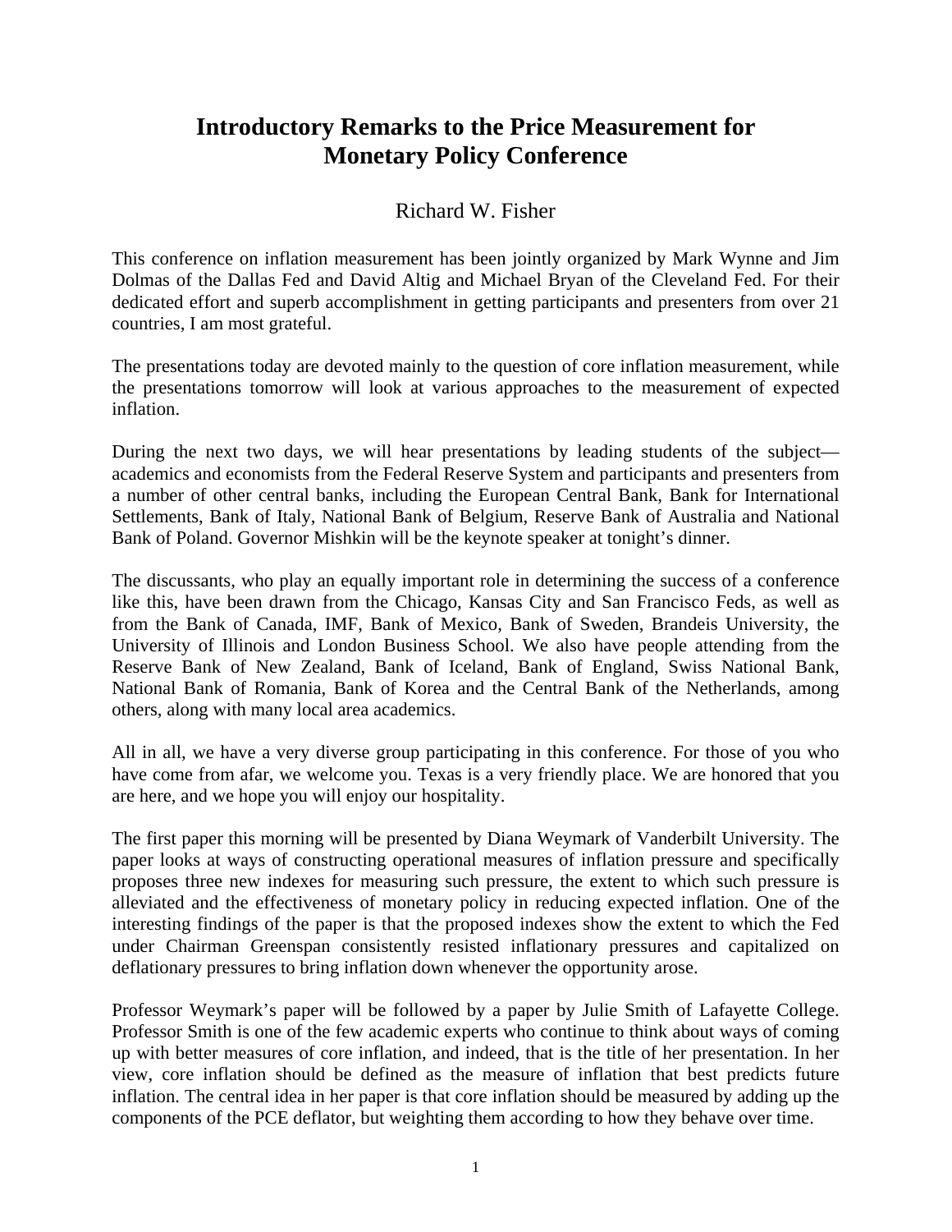# Introductory Remarks to the Price Measurement for Monetary Policy Conference

Richard W. Fisher

This conference on inflation measurement has been jointly organized by Mark Wynne and Jim Dolmas of the Dallas Fed and David Altig and Michael Bryan of the Cleveland Fed. For their dedicated effort and superb accomplishment in getting participants and presenters from over 21 countries, I am most grateful.

The presentations today are devoted mainly to the question of core inflation measurement, while the presentations tomorrow will look at various approaches to the measurement of expected inflation.

During the next two days, we will hear presentations by leading students of the subject—academics and economists from the Federal Reserve System and participants and presenters from a number of other central banks, including the European Central Bank, Bank for International Settlements, Bank of Italy, National Bank of Belgium, Reserve Bank of Australia and National Bank of Poland. Governor Mishkin will be the keynote speaker at tonight's dinner.

The discussants, who play an equally important role in determining the success of a conference like this, have been drawn from the Chicago, Kansas City and San Francisco Feds, as well as from the Bank of Canada, IMF, Bank of Mexico, Bank of Sweden, Brandeis University, the University of Illinois and London Business School. We also have people attending from the Reserve Bank of New Zealand, Bank of Iceland, Bank of England, Swiss National Bank, National Bank of Romania, Bank of Korea and the Central Bank of the Netherlands, among others, along with many local area academics.

All in all, we have a very diverse group participating in this conference. For those of you who have come from afar, we welcome you. Texas is a very friendly place. We are honored that you are here, and we hope you will enjoy our hospitality.

The first paper this morning will be presented by Diana Weymark of Vanderbilt University. The paper looks at ways of constructing operational measures of inflation pressure and specifically proposes three new indexes for measuring such pressure, the extent to which such pressure is alleviated and the effectiveness of monetary policy in reducing expected inflation. One of the interesting findings of the paper is that the proposed indexes show the extent to which the Fed under Chairman Greenspan consistently resisted inflationary pressures and capitalized on deflationary pressures to bring inflation down whenever the opportunity arose.

Professor Weymark's paper will be followed by a paper by Julie Smith of Lafayette College. Professor Smith is one of the few academic experts who continue to think about ways of coming up with better measures of core inflation, and indeed, that is the title of her presentation. In her view, core inflation should be defined as the measure of inflation that best predicts future inflation. The central idea in her paper is that core inflation should be measured by adding up the components of the PCE deflator, but weighting them according to how they behave over time.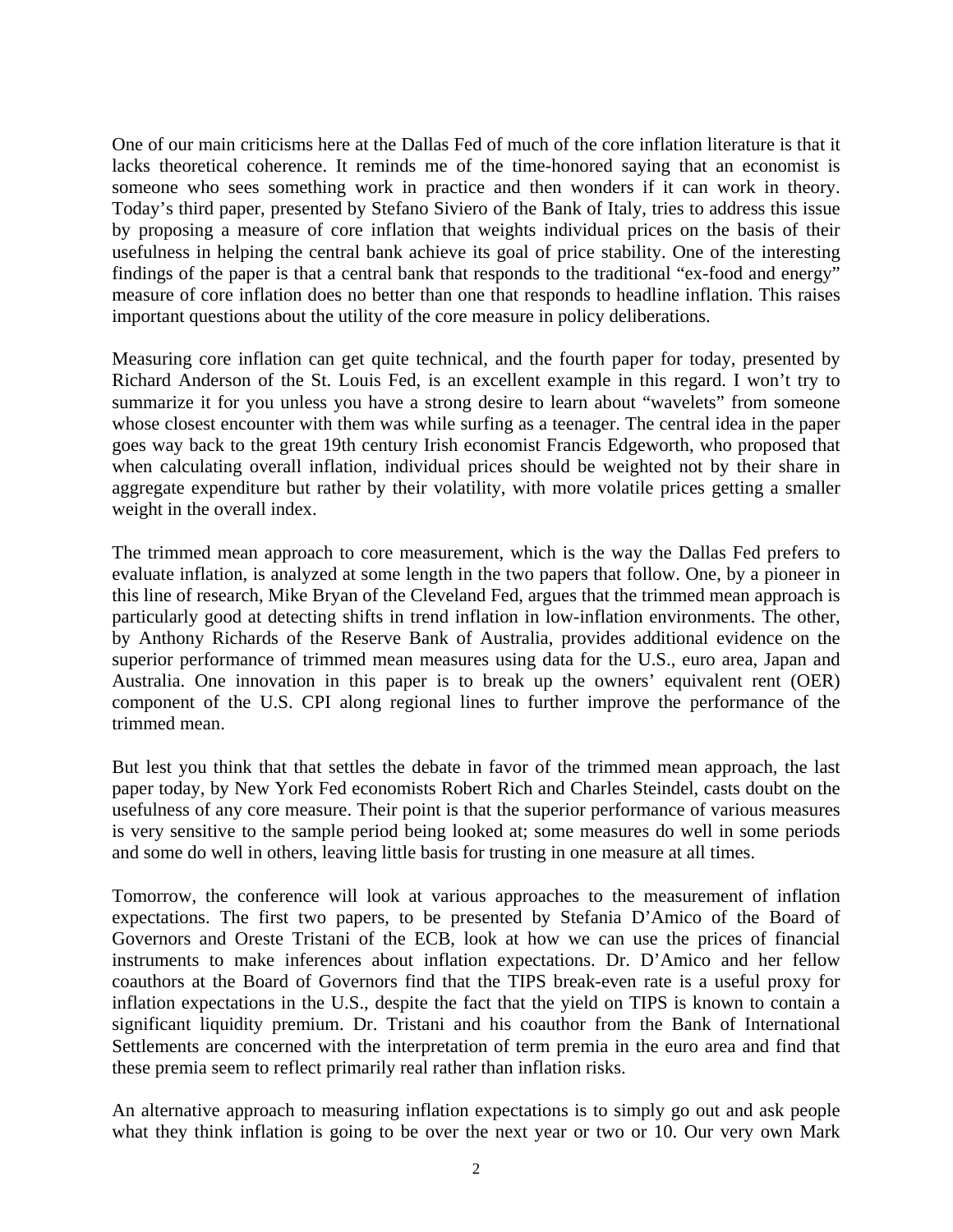One of our main criticisms here at the Dallas Fed of much of the core inflation literature is that it lacks theoretical coherence. It reminds me of the time-honored saying that an economist is someone who sees something work in practice and then wonders if it can work in theory. Today's third paper, presented by Stefano Siviero of the Bank of Italy, tries to address this issue by proposing a measure of core inflation that weights individual prices on the basis of their usefulness in helping the central bank achieve its goal of price stability. One of the interesting findings of the paper is that a central bank that responds to the traditional "ex-food and energy" measure of core inflation does no better than one that responds to headline inflation. This raises important questions about the utility of the core measure in policy deliberations.

Measuring core inflation can get quite technical, and the fourth paper for today, presented by Richard Anderson of the St. Louis Fed, is an excellent example in this regard. I won't try to summarize it for you unless you have a strong desire to learn about "wavelets" from someone whose closest encounter with them was while surfing as a teenager. The central idea in the paper goes way back to the great 19th century Irish economist Francis Edgeworth, who proposed that when calculating overall inflation, individual prices should be weighted not by their share in aggregate expenditure but rather by their volatility, with more volatile prices getting a smaller weight in the overall index.

The trimmed mean approach to core measurement, which is the way the Dallas Fed prefers to evaluate inflation, is analyzed at some length in the two papers that follow. One, by a pioneer in this line of research, Mike Bryan of the Cleveland Fed, argues that the trimmed mean approach is particularly good at detecting shifts in trend inflation in low-inflation environments. The other, by Anthony Richards of the Reserve Bank of Australia, provides additional evidence on the superior performance of trimmed mean measures using data for the U.S., euro area, Japan and Australia. One innovation in this paper is to break up the owners' equivalent rent (OER) component of the U.S. CPI along regional lines to further improve the performance of the trimmed mean.

But lest you think that that settles the debate in favor of the trimmed mean approach, the last paper today, by New York Fed economists Robert Rich and Charles Steindel, casts doubt on the usefulness of any core measure. Their point is that the superior performance of various measures is very sensitive to the sample period being looked at; some measures do well in some periods and some do well in others, leaving little basis for trusting in one measure at all times.

Tomorrow, the conference will look at various approaches to the measurement of inflation expectations. The first two papers, to be presented by Stefania D'Amico of the Board of Governors and Oreste Tristani of the ECB, look at how we can use the prices of financial instruments to make inferences about inflation expectations. Dr. D'Amico and her fellow coauthors at the Board of Governors find that the TIPS break-even rate is a useful proxy for inflation expectations in the U.S., despite the fact that the yield on TIPS is known to contain a significant liquidity premium. Dr. Tristani and his coauthor from the Bank of International Settlements are concerned with the interpretation of term premia in the euro area and find that these premia seem to reflect primarily real rather than inflation risks.

An alternative approach to measuring inflation expectations is to simply go out and ask people what they think inflation is going to be over the next year or two or 10. Our very own Mark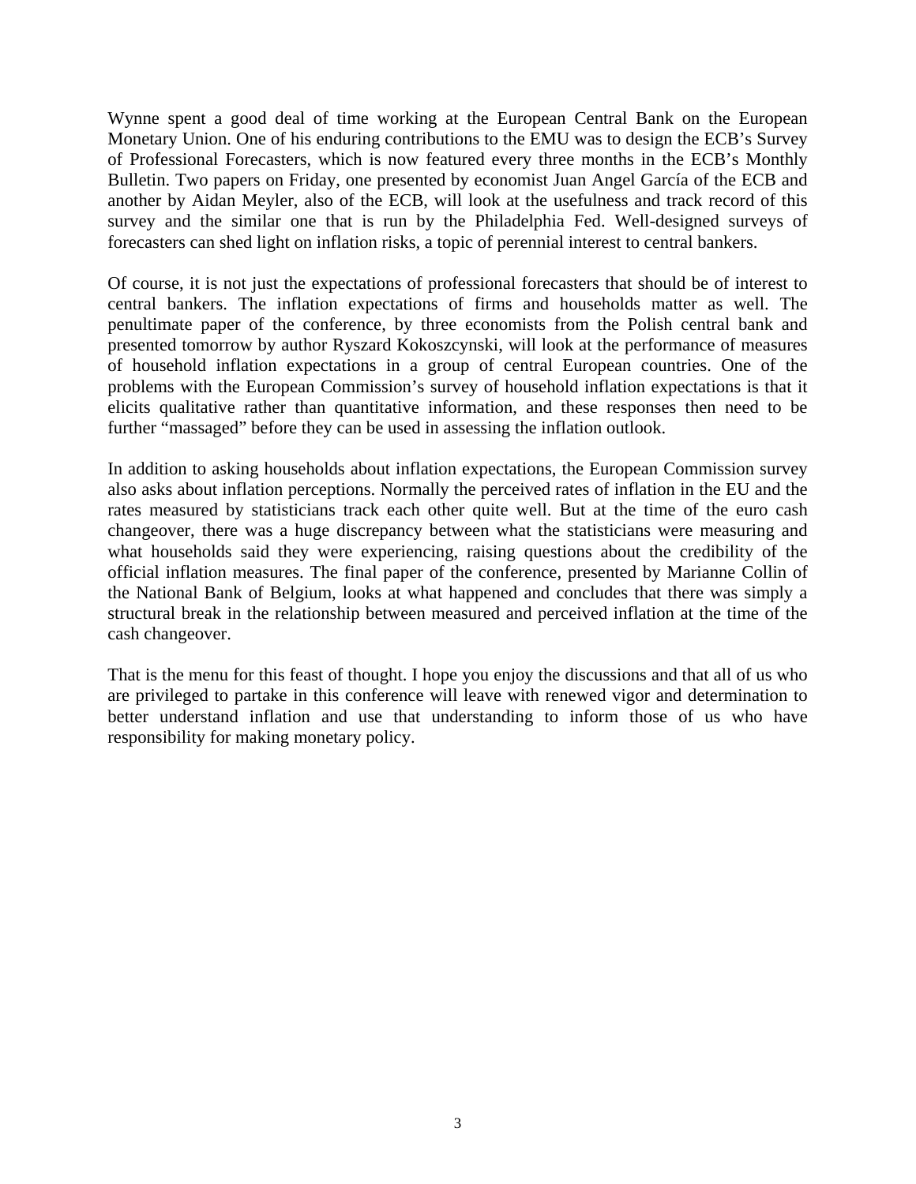Wynne spent a good deal of time working at the European Central Bank on the European Monetary Union. One of his enduring contributions to the EMU was to design the ECB's Survey of Professional Forecasters, which is now featured every three months in the ECB's Monthly Bulletin. Two papers on Friday, one presented by economist Juan Angel García of the ECB and another by Aidan Meyler, also of the ECB, will look at the usefulness and track record of this survey and the similar one that is run by the Philadelphia Fed. Well-designed surveys of forecasters can shed light on inflation risks, a topic of perennial interest to central bankers.

Of course, it is not just the expectations of professional forecasters that should be of interest to central bankers. The inflation expectations of firms and households matter as well. The penultimate paper of the conference, by three economists from the Polish central bank and presented tomorrow by author Ryszard Kokoszczynski, will look at the performance of measures of household inflation expectations in a group of central European countries. One of the problems with the European Commission's survey of household inflation expectations is that it elicits qualitative rather than quantitative information, and these responses then need to be further "massaged" before they can be used in assessing the inflation outlook.

In addition to asking households about inflation expectations, the European Commission survey also asks about inflation perceptions. Normally the perceived rates of inflation in the EU and the rates measured by statisticians track each other quite well. But at the time of the euro cash changeover, there was a huge discrepancy between what the statisticians were measuring and what households said they were experiencing, raising questions about the credibility of the official inflation measures. The final paper of the conference, presented by Marianne Collin of the National Bank of Belgium, looks at what happened and concludes that there was simply a structural break in the relationship between measured and perceived inflation at the time of the cash changeover.

That is the menu for this feast of thought. I hope you enjoy the discussions and that all of us who are privileged to partake in this conference will leave with renewed vigor and determination to better understand inflation and use that understanding to inform those of us who have responsibility for making monetary policy.